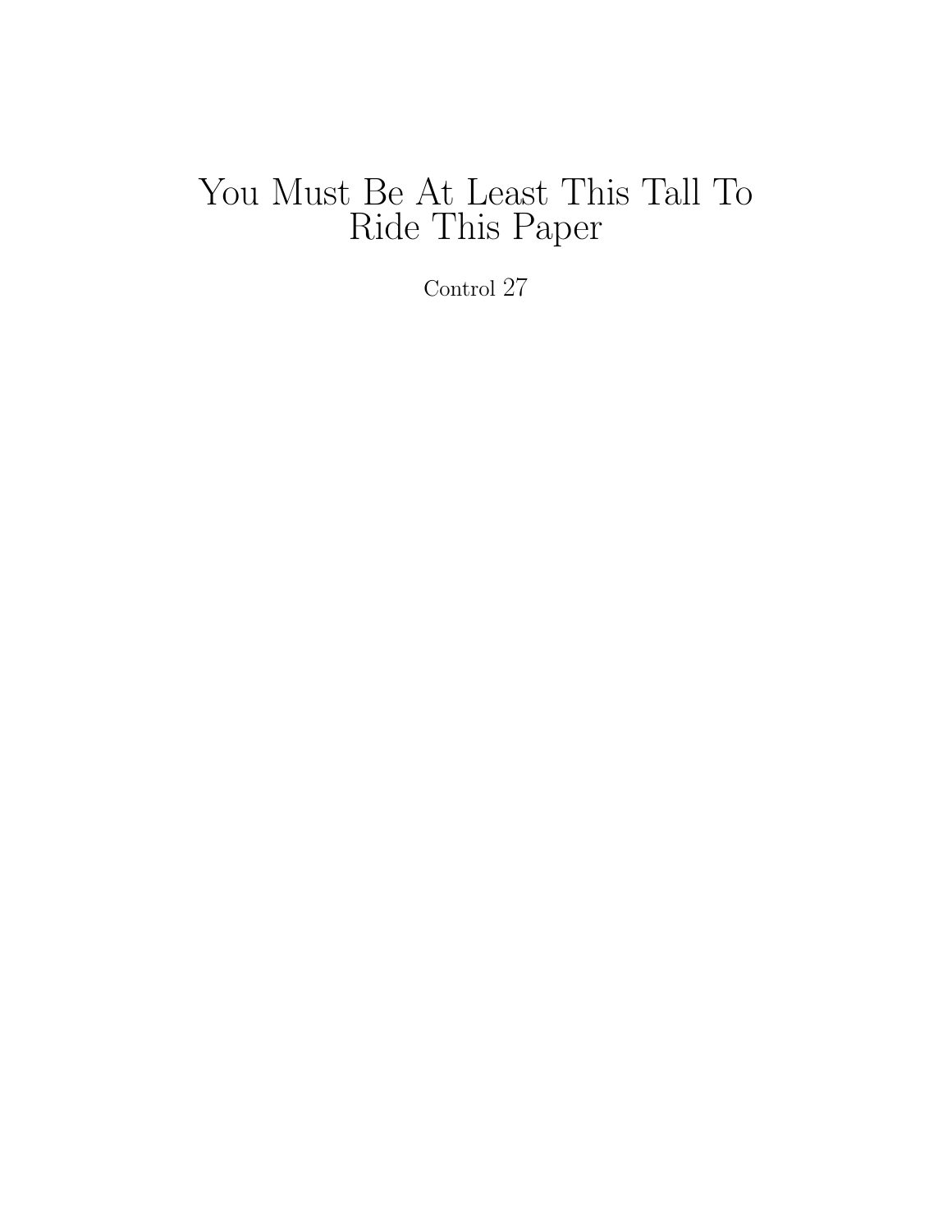# You Must Be At Least This Tall To Ride This Paper

Control 27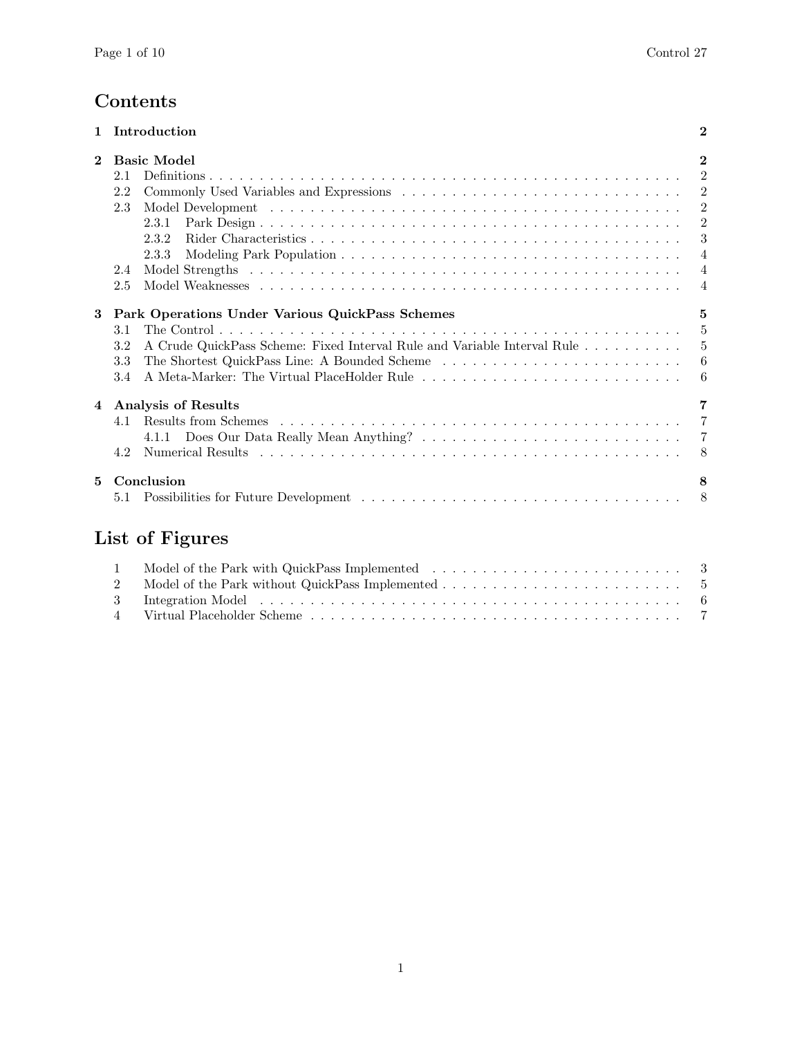# Contents

| | | |
|---|---|---|
| **1** | **Introduction** | **2** |
| **2** | **Basic Model** | **2** |
| 2.1 | Definitions | 2 |
| 2.2 | Commonly Used Variables and Expressions | 2 |
| 2.3 | Model Development | 2 |
| 2.3.1 | Park Design | 2 |
| 2.3.2 | Rider Characteristics | 3 |
| 2.3.3 | Modeling Park Population | 4 |
| 2.4 | Model Strengths | 4 |
| 2.5 | Model Weaknesses | 4 |
| **3** | **Park Operations Under Various QuickPass Schemes** | **5** |
| 3.1 | The Control | 5 |
| 3.2 | A Crude QuickPass Scheme: Fixed Interval Rule and Variable Interval Rule | 5 |
| 3.3 | The Shortest QuickPass Line: A Bounded Scheme | 6 |
| 3.4 | A Meta-Marker: The Virtual PlaceHolder Rule | 6 |
| **4** | **Analysis of Results** | **7** |
| 4.1 | Results from Schemes | 7 |
| 4.1.1 | Does Our Data Really Mean Anything? | 7 |
| 4.2 | Numerical Results | 8 |
| **5** | **Conclusion** | **8** |
| 5.1 | Possibilities for Future Development | 8 |

# List of Figures

| | | |
|---|---|---|
| 1 | Model of the Park with QuickPass Implemented | 3 |
| 2 | Model of the Park without QuickPass Implemented | 5 |
| 3 | Integration Model | 6 |
| 4 | Virtual Placeholder Scheme | 7 |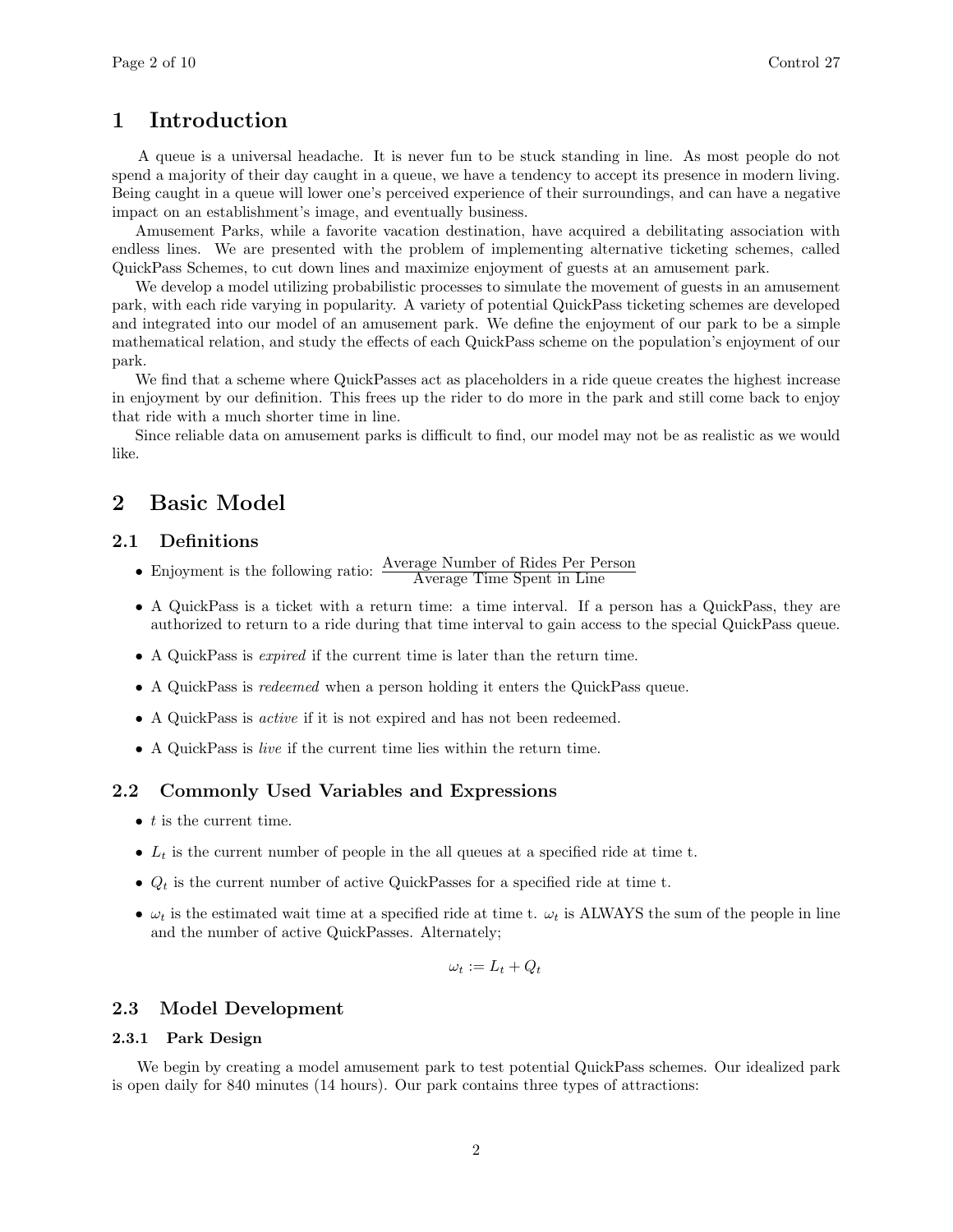# 1 Introduction

A queue is a universal headache. It is never fun to be stuck standing in line. As most people do not spend a majority of their day caught in a queue, we have a tendency to accept its presence in modern living. Being caught in a queue will lower one's perceived experience of their surroundings, and can have a negative impact on an establishment's image, and eventually business.

Amusement Parks, while a favorite vacation destination, have acquired a debilitating association with endless lines. We are presented with the problem of implementing alternative ticketing schemes, called QuickPass Schemes, to cut down lines and maximize enjoyment of guests at an amusement park.

We develop a model utilizing probabilistic processes to simulate the movement of guests in an amusement park, with each ride varying in popularity. A variety of potential QuickPass ticketing schemes are developed and integrated into our model of an amusement park. We define the enjoyment of our park to be a simple mathematical relation, and study the effects of each QuickPass scheme on the population's enjoyment of our park.

We find that a scheme where QuickPasses act as placeholders in a ride queue creates the highest increase in enjoyment by our definition. This frees up the rider to do more in the park and still come back to enjoy that ride with a much shorter time in line.

Since reliable data on amusement parks is difficult to find, our model may not be as realistic as we would like.

# 2 Basic Model

## 2.1 Definitions

- Enjoyment is the following ratio: $\frac{\text{Average Number of Rides Per Person}}{\text{Average Time Spent in Line}}$
- A QuickPass is a ticket with a return time: a time interval. If a person has a QuickPass, they are authorized to return to a ride during that time interval to gain access to the special QuickPass queue.
- A QuickPass is *expired* if the current time is later than the return time.
- A QuickPass is *redeemed* when a person holding it enters the QuickPass queue.
- A QuickPass is *active* if it is not expired and has not been redeemed.
- A QuickPass is *live* if the current time lies within the return time.

## 2.2 Commonly Used Variables and Expressions

- $t$ is the current time.
- $L_t$ is the current number of people in the all queues at a specified ride at time t.
- $Q_t$ is the current number of active QuickPasses for a specified ride at time t.
- $\omega_t$ is the estimated wait time at a specified ride at time t. $\omega_t$ is ALWAYS the sum of the people in line and the number of active QuickPasses. Alternately;

$$\omega_t := L_t + Q_t$$

## 2.3 Model Development

### 2.3.1 Park Design

We begin by creating a model amusement park to test potential QuickPass schemes. Our idealized park is open daily for 840 minutes (14 hours). Our park contains three types of attractions: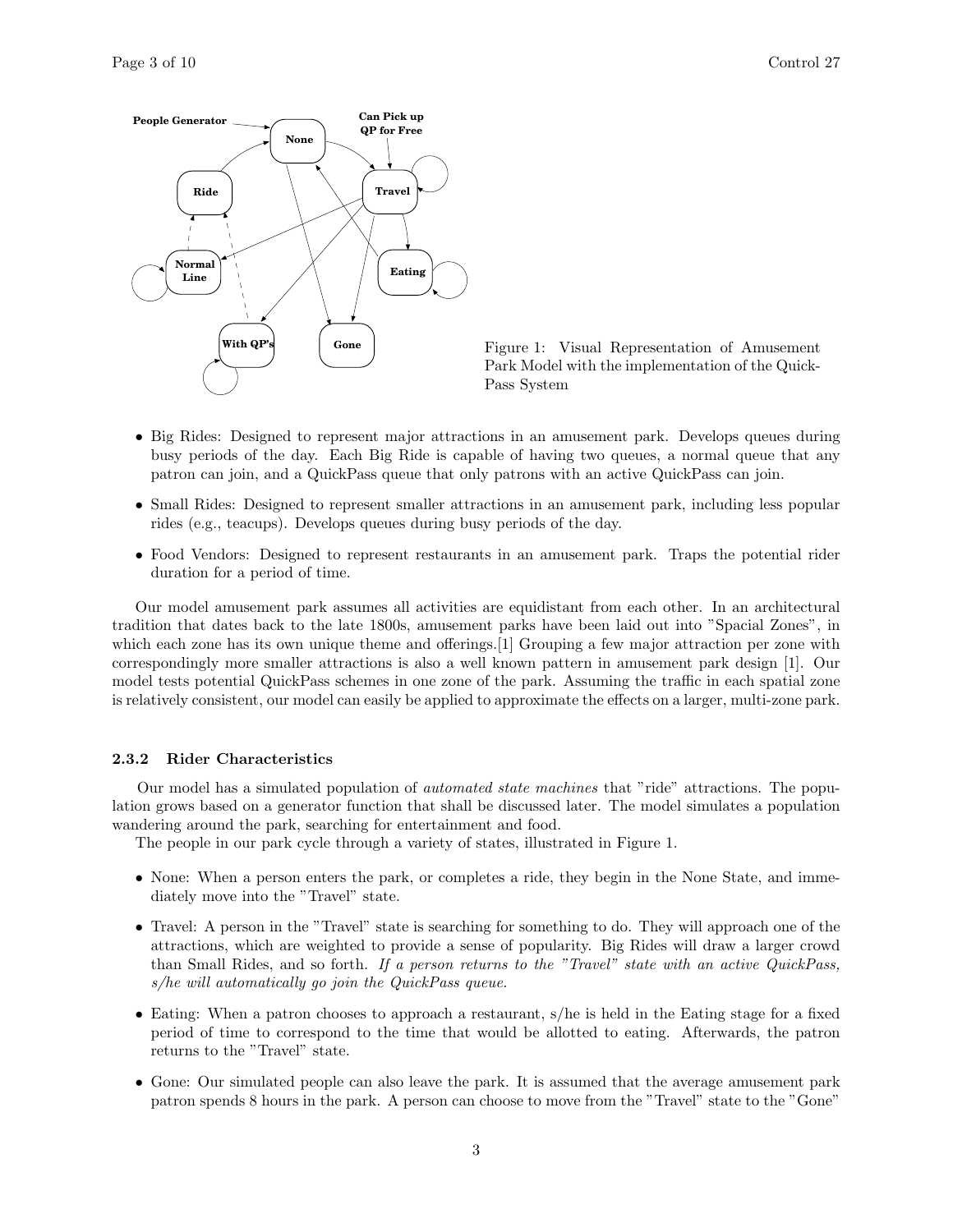Figure 1: Visual Representation of Amusement Park Model with the implementation of the QuickPass System

- Big Rides: Designed to represent major attractions in an amusement park. Develops queues during busy periods of the day. Each Big Ride is capable of having two queues, a normal queue that any patron can join, and a QuickPass queue that only patrons with an active QuickPass can join.
- Small Rides: Designed to represent smaller attractions in an amusement park, including less popular rides (e.g., teacups). Develops queues during busy periods of the day.
- Food Vendors: Designed to represent restaurants in an amusement park. Traps the potential rider duration for a period of time.

Our model amusement park assumes all activities are equidistant from each other. In an architectural tradition that dates back to the late 1800s, amusement parks have been laid out into "Spacial Zones", in which each zone has its own unique theme and offerings.[1] Grouping a few major attraction per zone with correspondingly more smaller attractions is also a well known pattern in amusement park design [1]. Our model tests potential QuickPass schemes in one zone of the park. Assuming the traffic in each spatial zone is relatively consistent, our model can easily be applied to approximate the effects on a larger, multi-zone park.

#### 2.3.2 Rider Characteristics

Our model has a simulated population of *automated state machines* that "ride" attractions. The population grows based on a generator function that shall be discussed later. The model simulates a population wandering around the park, searching for entertainment and food.

The people in our park cycle through a variety of states, illustrated in Figure 1.

- None: When a person enters the park, or completes a ride, they begin in the None State, and immediately move into the "Travel" state.
- Travel: A person in the "Travel" state is searching for something to do. They will approach one of the attractions, which are weighted to provide a sense of popularity. Big Rides will draw a larger crowd than Small Rides, and so forth. *If a person returns to the "Travel" state with an active QuickPass, s/he will automatically go join the QuickPass queue.*
- Eating: When a patron chooses to approach a restaurant, s/he is held in the Eating stage for a fixed period of time to correspond to the time that would be allotted to eating. Afterwards, the patron returns to the "Travel" state.
- Gone: Our simulated people can also leave the park. It is assumed that the average amusement park patron spends 8 hours in the park. A person can choose to move from the "Travel" state to the "Gone"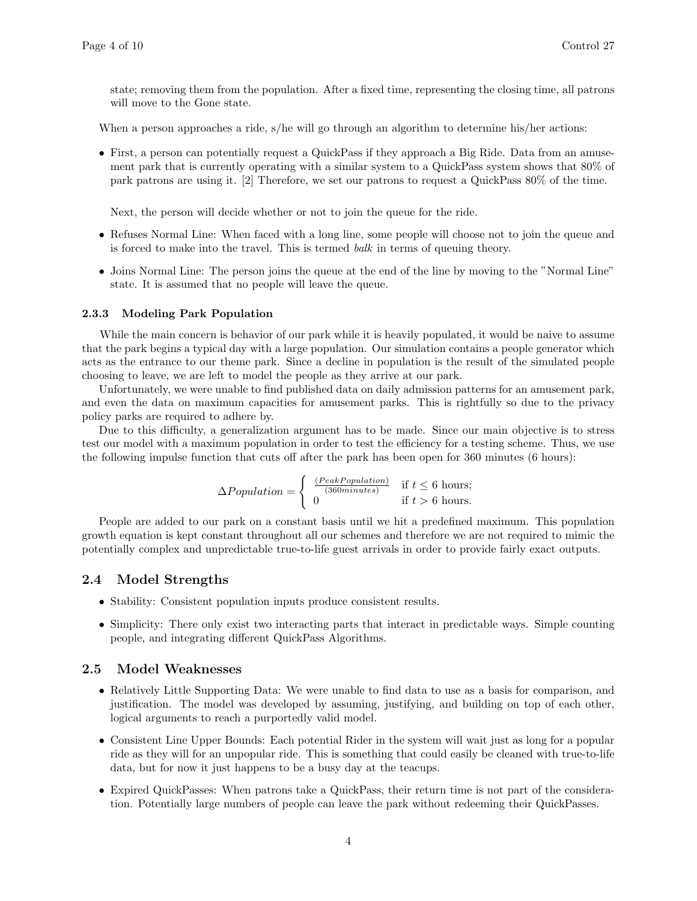state; removing them from the population. After a fixed time, representing the closing time, all patrons will move to the Gone state.

When a person approaches a ride, s/he will go through an algorithm to determine his/her actions:

- First, a person can potentially request a QuickPass if they approach a Big Ride. Data from an amusement park that is currently operating with a similar system to a QuickPass system shows that 80% of park patrons are using it. [2] Therefore, we set our patrons to request a QuickPass 80% of the time.

  Next, the person will decide whether or not to join the queue for the ride.

- Refuses Normal Line: When faced with a long line, some people will choose not to join the queue and is forced to make into the travel. This is termed *balk* in terms of queuing theory.
- Joins Normal Line: The person joins the queue at the end of the line by moving to the "Normal Line" state. It is assumed that no people will leave the queue.

#### 2.3.3 Modeling Park Population

While the main concern is behavior of our park while it is heavily populated, it would be naive to assume that the park begins a typical day with a large population. Our simulation contains a people generator which acts as the entrance to our theme park. Since a decline in population is the result of the simulated people choosing to leave, we are left to model the people as they arrive at our park.

Unfortunately, we were unable to find published data on daily admission patterns for an amusement park, and even the data on maximum capacities for amusement parks. This is rightfully so due to the privacy policy parks are required to adhere by.

Due to this difficulty, a generalization argument has to be made. Since our main objective is to stress test our model with a maximum population in order to test the efficiency for a testing scheme. Thus, we use the following impulse function that cuts off after the park has been open for 360 minutes (6 hours):

$$\Delta Population = \begin{cases} \frac{(PeakPopulation)}{(360minutes)} & \text{if } t \leq 6 \text{ hours;} \\ 0 & \text{if } t > 6 \text{ hours.} \end{cases}$$

People are added to our park on a constant basis until we hit a predefined maximum. This population growth equation is kept constant throughout all our schemes and therefore we are not required to mimic the potentially complex and unpredictable true-to-life guest arrivals in order to provide fairly exact outputs.

### 2.4 Model Strengths

- Stability: Consistent population inputs produce consistent results.
- Simplicity: There only exist two interacting parts that interact in predictable ways. Simple counting people, and integrating different QuickPass Algorithms.

### 2.5 Model Weaknesses

- Relatively Little Supporting Data: We were unable to find data to use as a basis for comparison, and justification. The model was developed by assuming, justifying, and building on top of each other, logical arguments to reach a purportedly valid model.
- Consistent Line Upper Bounds: Each potential Rider in the system will wait just as long for a popular ride as they will for an unpopular ride. This is something that could easily be cleaned with true-to-life data, but for now it just happens to be a busy day at the teacups.
- Expired QuickPasses: When patrons take a QuickPass, their return time is not part of the consideration. Potentially large numbers of people can leave the park without redeeming their QuickPasses.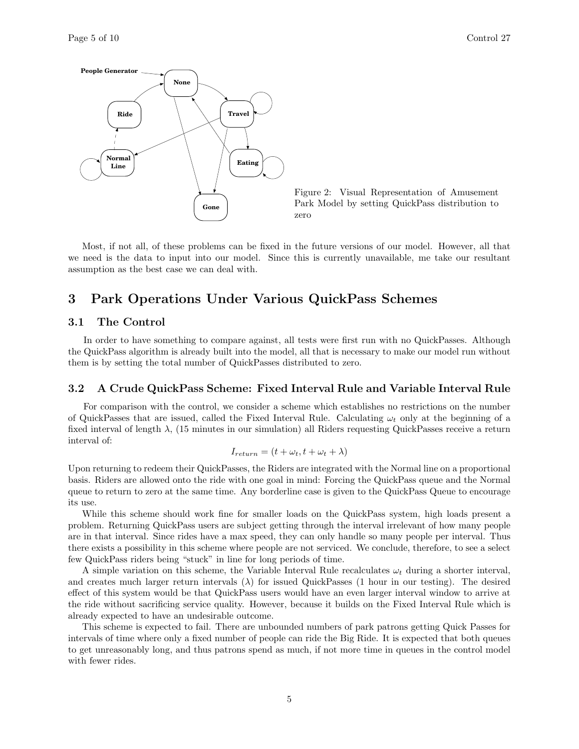Figure 2: Visual Representation of Amusement Park Model by setting QuickPass distribution to zero

Most, if not all, of these problems can be fixed in the future versions of our model. However, all that we need is the data to input into our model. Since this is currently unavailable, me take our resultant assumption as the best case we can deal with.

# 3 Park Operations Under Various QuickPass Schemes

## 3.1 The Control

In order to have something to compare against, all tests were first run with no QuickPasses. Although the QuickPass algorithm is already built into the model, all that is necessary to make our model run without them is by setting the total number of QuickPasses distributed to zero.

## 3.2 A Crude QuickPass Scheme: Fixed Interval Rule and Variable Interval Rule

For comparison with the control, we consider a scheme which establishes no restrictions on the number of QuickPasses that are issued, called the Fixed Interval Rule. Calculating $\omega_t$ only at the beginning of a fixed interval of length $\lambda$, (15 minutes in our simulation) all Riders requesting QuickPasses receive a return interval of:

$$I_{return} = (t + \omega_t, t + \omega_t + \lambda)$$

Upon returning to redeem their QuickPasses, the Riders are integrated with the Normal line on a proportional basis. Riders are allowed onto the ride with one goal in mind: Forcing the QuickPass queue and the Normal queue to return to zero at the same time. Any borderline case is given to the QuickPass Queue to encourage its use.

While this scheme should work fine for smaller loads on the QuickPass system, high loads present a problem. Returning QuickPass users are subject getting through the interval irrelevant of how many people are in that interval. Since rides have a max speed, they can only handle so many people per interval. Thus there exists a possibility in this scheme where people are not serviced. We conclude, therefore, to see a select few QuickPass riders being "stuck" in line for long periods of time.

A simple variation on this scheme, the Variable Interval Rule recalculates $\omega_t$ during a shorter interval, and creates much larger return intervals ($\lambda$) for issued QuickPasses (1 hour in our testing). The desired effect of this system would be that QuickPass users would have an even larger interval window to arrive at the ride without sacrificing service quality. However, because it builds on the Fixed Interval Rule which is already expected to have an undesirable outcome.

This scheme is expected to fail. There are unbounded numbers of park patrons getting Quick Passes for intervals of time where only a fixed number of people can ride the Big Ride. It is expected that both queues to get unreasonably long, and thus patrons spend as much, if not more time in queues in the control model with fewer rides.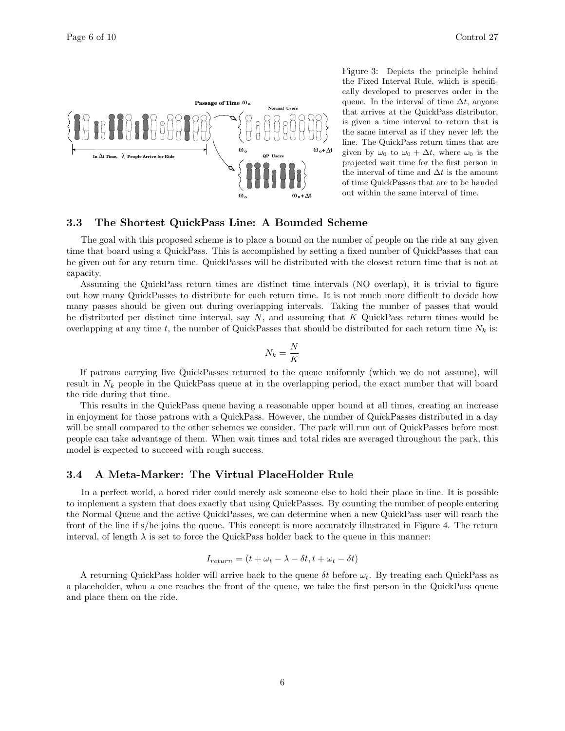Figure 3: Depicts the principle behind the Fixed Interval Rule, which is specifically developed to preserves order in the queue. In the interval of time $\Delta t$, anyone that arrives at the QuickPass distributor, is given a time interval to return that is the same interval as if they never left the line. The QuickPass return times that are given by $\omega_0$ to $\omega_0 + \Delta t$, where $\omega_0$ is the projected wait time for the first person in the interval of time and $\Delta t$ is the amount of time QuickPasses that are to be handed out within the same interval of time.

### 3.3 The Shortest QuickPass Line: A Bounded Scheme

The goal with this proposed scheme is to place a bound on the number of people on the ride at any given time that board using a QuickPass. This is accomplished by setting a fixed number of QuickPasses that can be given out for any return time. QuickPasses will be distributed with the closest return time that is not at capacity.

Assuming the QuickPass return times are distinct time intervals (NO overlap), it is trivial to figure out how many QuickPasses to distribute for each return time. It is not much more difficult to decide how many passes should be given out during overlapping intervals. Taking the number of passes that would be distributed per distinct time interval, say $N$, and assuming that $K$ QuickPass return times would be overlapping at any time $t$, the number of QuickPasses that should be distributed for each return time $N_k$ is:

$$N_k = \frac{N}{K}$$

If patrons carrying live QuickPasses returned to the queue uniformly (which we do not assume), will result in $N_k$ people in the QuickPass queue at in the overlapping period, the exact number that will board the ride during that time.

This results in the QuickPass queue having a reasonable upper bound at all times, creating an increase in enjoyment for those patrons with a QuickPass. However, the number of QuickPasses distributed in a day will be small compared to the other schemes we consider. The park will run out of QuickPasses before most people can take advantage of them. When wait times and total rides are averaged throughout the park, this model is expected to succeed with rough success.

### 3.4 A Meta-Marker: The Virtual PlaceHolder Rule

In a perfect world, a bored rider could merely ask someone else to hold their place in line. It is possible to implement a system that does exactly that using QuickPasses. By counting the number of people entering the Normal Queue and the active QuickPasses, we can determine when a new QuickPass user will reach the front of the line if s/he joins the queue. This concept is more accurately illustrated in Figure 4. The return interval, of length $\lambda$ is set to force the QuickPass holder back to the queue in this manner:

$$I_{return} = (t + \omega_t - \lambda - \delta t, t + \omega_t - \delta t)$$

A returning QuickPass holder will arrive back to the queue $\delta t$ before $\omega_t$. By treating each QuickPass as a placeholder, when a one reaches the front of the queue, we take the first person in the QuickPass queue and place them on the ride.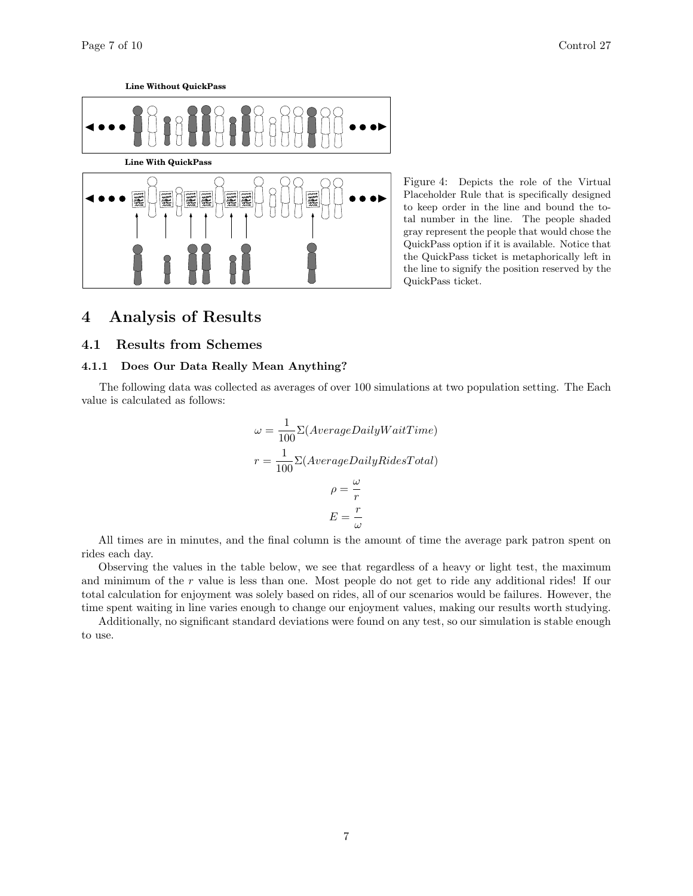**Line Without QuickPass**

**Line With QuickPass**

Figure 4: Depicts the role of the Virtual Placeholder Rule that is specifically designed to keep order in the line and bound the total number in the line. The people shaded gray represent the people that would chose the QuickPass option if it is available. Notice that the QuickPass ticket is metaphorically left in the line to signify the position reserved by the QuickPass ticket.

# 4 Analysis of Results

## 4.1 Results from Schemes

### 4.1.1 Does Our Data Really Mean Anything?

The following data was collected as averages of over 100 simulations at two population setting. The Each value is calculated as follows:

$$\omega = \frac{1}{100}\Sigma(AverageDailyWaitTime)$$

$$r = \frac{1}{100}\Sigma(AverageDailyRidesTotal)$$

$$\rho = \frac{\omega}{r}$$

$$E = \frac{r}{\omega}$$

All times are in minutes, and the final column is the amount of time the average park patron spent on rides each day.

Observing the values in the table below, we see that regardless of a heavy or light test, the maximum and minimum of the $r$ value is less than one. Most people do not get to ride any additional rides! If our total calculation for enjoyment was solely based on rides, all of our scenarios would be failures. However, the time spent waiting in line varies enough to change our enjoyment values, making our results worth studying.

Additionally, no significant standard deviations were found on any test, so our simulation is stable enough to use.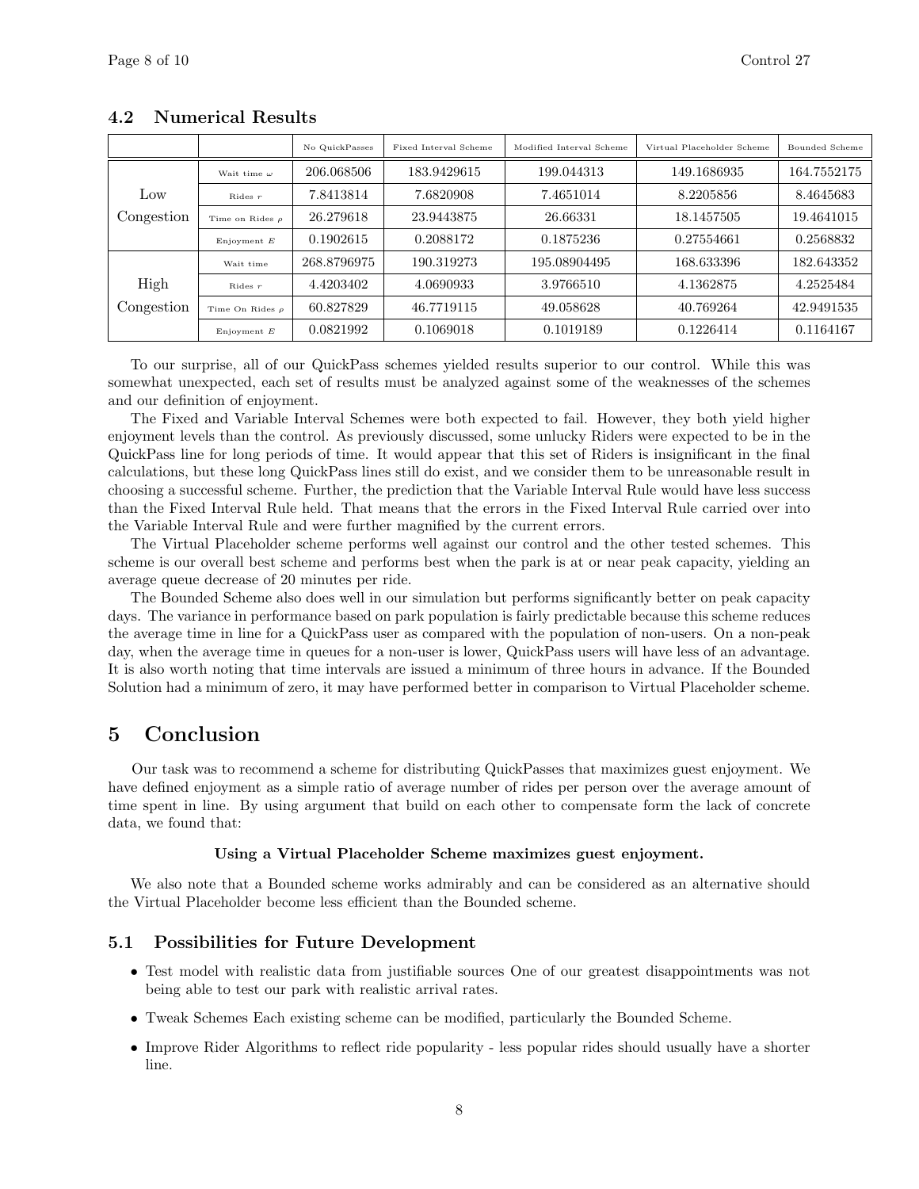### 4.2 Numerical Results

| | | No QuickPasses | Fixed Interval Scheme | Modified Interval Scheme | Virtual Placeholder Scheme | Bounded Scheme |
|---|---|---|---|---|---|---|
| Low Congestion | Wait time $\omega$ | 206.068506 | 183.9429615 | 199.044313 | 149.1686935 | 164.7552175 |
| | Rides $r$ | 7.8413814 | 7.6820908 | 7.4651014 | 8.2205856 | 8.4645683 |
| | Time on Rides $\rho$ | 26.279618 | 23.9443875 | 26.66331 | 18.1457505 | 19.4641015 |
| | Enjoyment $E$ | 0.1902615 | 0.2088172 | 0.1875236 | 0.27554661 | 0.2568832 |
| High Congestion | Wait time | 268.8796975 | 190.319273 | 195.08904495 | 168.633396 | 182.643352 |
| | Rides $r$ | 4.4203402 | 4.0690933 | 3.9766510 | 4.1362875 | 4.2525484 |
| | Time On Rides $\rho$ | 60.827829 | 46.7719115 | 49.058628 | 40.769264 | 42.9491535 |
| | Enjoyment $E$ | 0.0821992 | 0.1069018 | 0.1019189 | 0.1226414 | 0.1164167 |

To our surprise, all of our QuickPass schemes yielded results superior to our control. While this was somewhat unexpected, each set of results must be analyzed against some of the weaknesses of the schemes and our definition of enjoyment.

The Fixed and Variable Interval Schemes were both expected to fail. However, they both yield higher enjoyment levels than the control. As previously discussed, some unlucky Riders were expected to be in the QuickPass line for long periods of time. It would appear that this set of Riders is insignificant in the final calculations, but these long QuickPass lines still do exist, and we consider them to be unreasonable result in choosing a successful scheme. Further, the prediction that the Variable Interval Rule would have less success than the Fixed Interval Rule held. That means that the errors in the Fixed Interval Rule carried over into the Variable Interval Rule and were further magnified by the current errors.

The Virtual Placeholder scheme performs well against our control and the other tested schemes. This scheme is our overall best scheme and performs best when the park is at or near peak capacity, yielding an average queue decrease of 20 minutes per ride.

The Bounded Scheme also does well in our simulation but performs significantly better on peak capacity days. The variance in performance based on park population is fairly predictable because this scheme reduces the average time in line for a QuickPass user as compared with the population of non-users. On a non-peak day, when the average time in queues for a non-user is lower, QuickPass users will have less of an advantage. It is also worth noting that time intervals are issued a minimum of three hours in advance. If the Bounded Solution had a minimum of zero, it may have performed better in comparison to Virtual Placeholder scheme.

## 5 Conclusion

Our task was to recommend a scheme for distributing QuickPasses that maximizes guest enjoyment. We have defined enjoyment as a simple ratio of average number of rides per person over the average amount of time spent in line. By using argument that build on each other to compensate form the lack of concrete data, we found that:

**Using a Virtual Placeholder Scheme maximizes guest enjoyment.**

We also note that a Bounded scheme works admirably and can be considered as an alternative should the Virtual Placeholder become less efficient than the Bounded scheme.

### 5.1 Possibilities for Future Development

- Test model with realistic data from justifiable sources One of our greatest disappointments was not being able to test our park with realistic arrival rates.
- Tweak Schemes Each existing scheme can be modified, particularly the Bounded Scheme.
- Improve Rider Algorithms to reflect ride popularity - less popular rides should usually have a shorter line.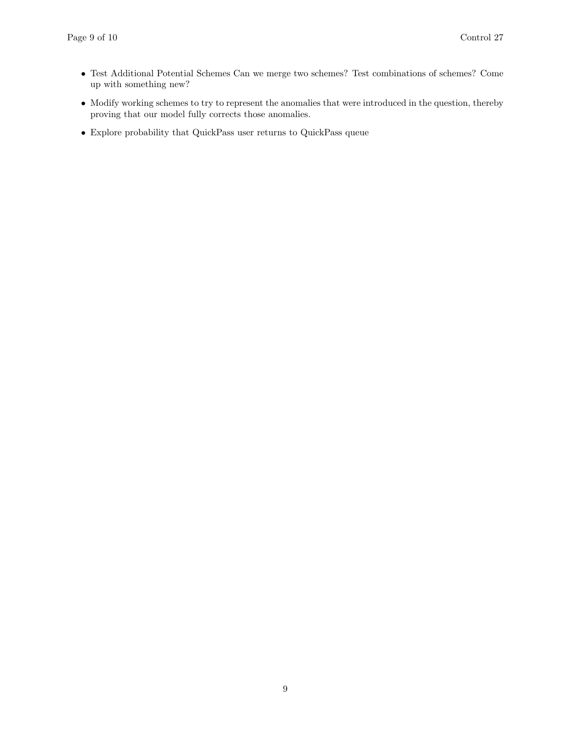- Test Additional Potential Schemes Can we merge two schemes? Test combinations of schemes? Come up with something new?
- Modify working schemes to try to represent the anomalies that were introduced in the question, thereby proving that our model fully corrects those anomalies.
- Explore probability that QuickPass user returns to QuickPass queue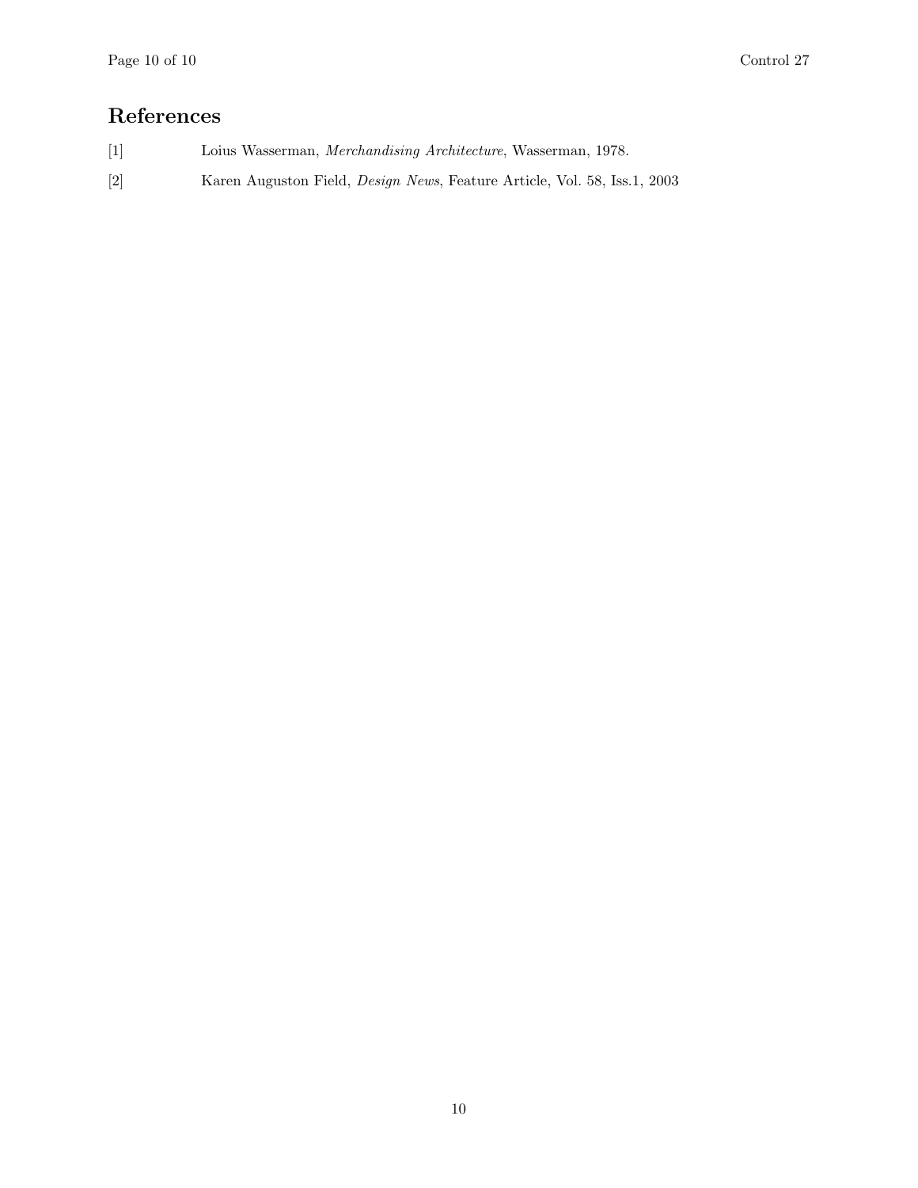# References

[1] Loius Wasserman, *Merchandising Architecture*, Wasserman, 1978.

[2] Karen Auguston Field, *Design News*, Feature Article, Vol. 58, Iss.1, 2003